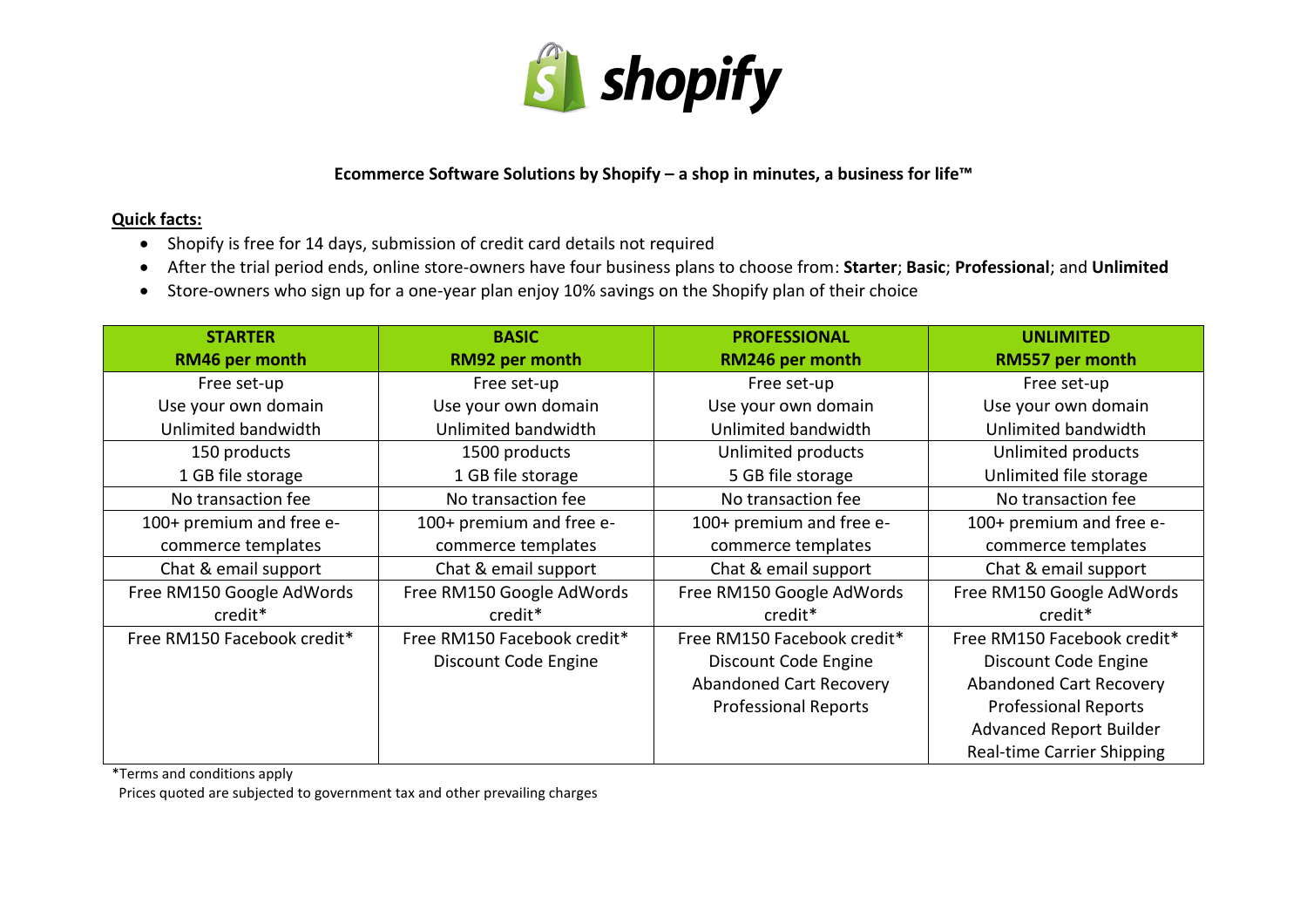**Ecommerce Software Solutions by Shopify – a shop in minutes, a business for life™**

**Quick facts:**

- Shopify is free for 14 days, submission of credit card details not required
- After the trial period ends, online store-owners have four business plans to choose from: **Starter**; **Basic**; **Professional**; and **Unlimited**
- Store-owners who sign up for a one-year plan enjoy 10% savings on the Shopify plan of their choice

| **STARTER**<br>**RM46 per month** | **BASIC**<br>**RM92 per month** | **PROFESSIONAL**<br>**RM246 per month** | **UNLIMITED**<br>**RM557 per month** |
|---|---|---|---|
| Free set-up<br>Use your own domain<br>Unlimited bandwidth | Free set-up<br>Use your own domain<br>Unlimited bandwidth | Free set-up<br>Use your own domain<br>Unlimited bandwidth | Free set-up<br>Use your own domain<br>Unlimited bandwidth |
| 150 products<br>1 GB file storage | 1500 products<br>1 GB file storage | Unlimited products<br>5 GB file storage | Unlimited products<br>Unlimited file storage |
| No transaction fee | No transaction fee | No transaction fee | No transaction fee |
| 100+ premium and free e-commerce templates | 100+ premium and free e-commerce templates | 100+ premium and free e-commerce templates | 100+ premium and free e-commerce templates |
| Chat & email support | Chat & email support | Chat & email support | Chat & email support |
| Free RM150 Google AdWords credit* | Free RM150 Google AdWords credit* | Free RM150 Google AdWords credit* | Free RM150 Google AdWords credit* |
| Free RM150 Facebook credit* | Free RM150 Facebook credit*<br>Discount Code Engine | Free RM150 Facebook credit*<br>Discount Code Engine<br>Abandoned Cart Recovery<br>Professional Reports | Free RM150 Facebook credit*<br>Discount Code Engine<br>Abandoned Cart Recovery<br>Professional Reports<br>Advanced Report Builder<br>Real-time Carrier Shipping |

*Terms and conditions apply
Prices quoted are subjected to government tax and other prevailing charges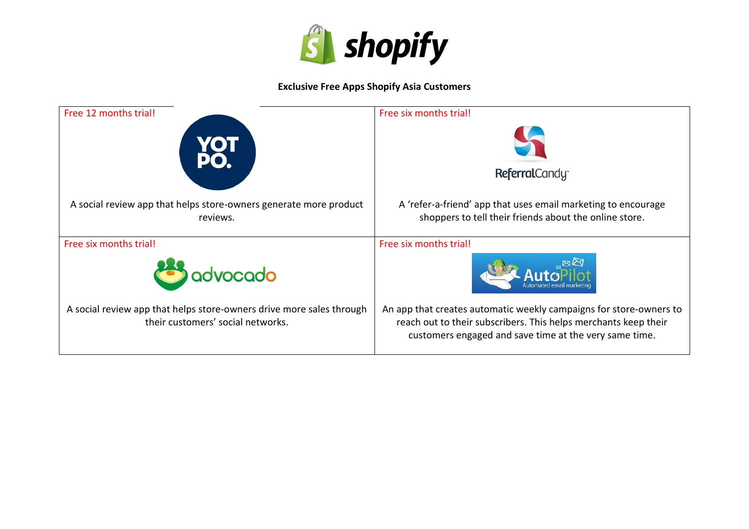**Exclusive Free Apps Shopify Asia Customers**

| | |
|---|---|
| Free 12 months trial!<br><br>A social review app that helps store-owners generate more product reviews. | Free six months trial!<br><br>A 'refer-a-friend' app that uses email marketing to encourage shoppers to tell their friends about the online store. |
| Free six months trial!<br><br>A social review app that helps store-owners drive more sales through their customers' social networks. | Free six months trial!<br><br>An app that creates automatic weekly campaigns for store-owners to reach out to their subscribers. This helps merchants keep their customers engaged and save time at the very same time. |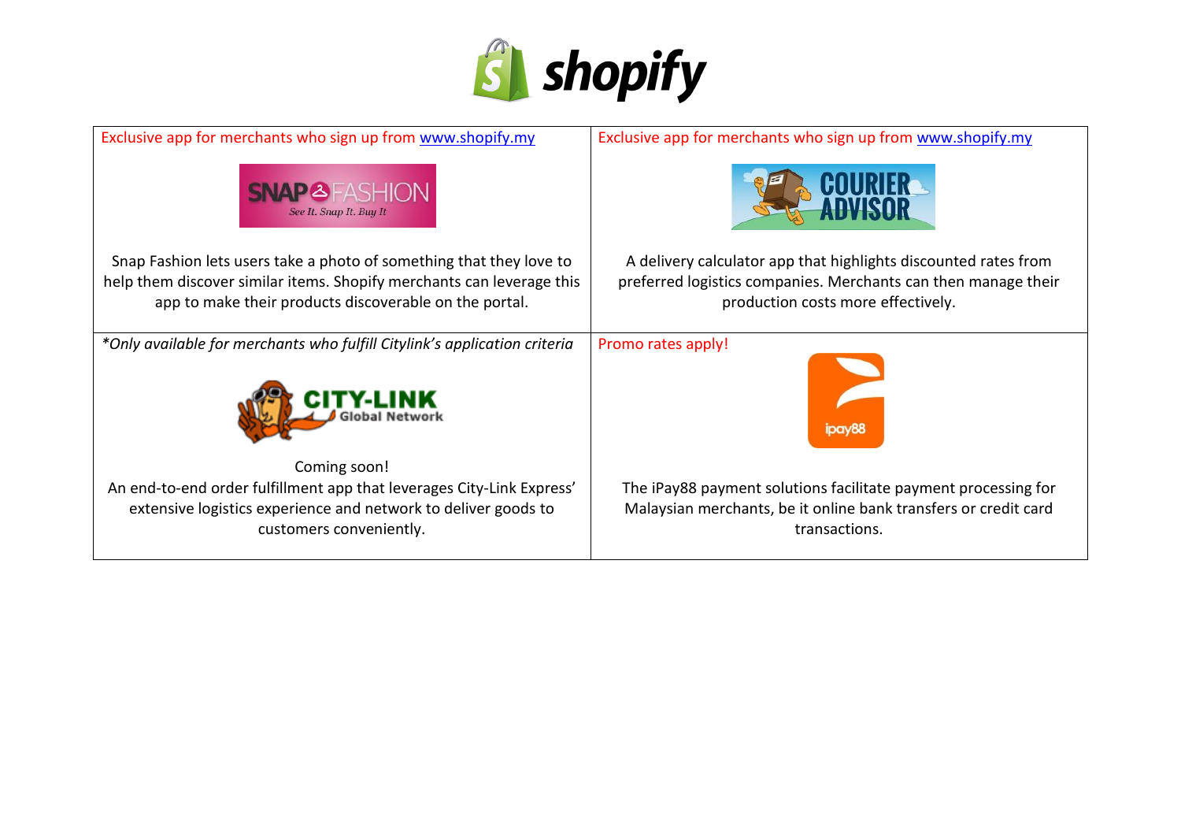| Exclusive app for merchants who sign up from www.shopify.my | Exclusive app for merchants who sign up from www.shopify.my |
|---|---|
| SNAP FASHION<br>See It. Snap It. Buy It<br><br>Snap Fashion lets users take a photo of something that they love to help them discover similar items. Shopify merchants can leverage this app to make their products discoverable on the portal. | COURIER ADVISOR<br><br>A delivery calculator app that highlights discounted rates from preferred logistics companies. Merchants can then manage their production costs more effectively. |
| *Only available for merchants who fulfill Citylink's application criteria*<br><br>CITY-LINK Global Network<br><br>Coming soon!<br>An end-to-end order fulfillment app that leverages City-Link Express' extensive logistics experience and network to deliver goods to customers conveniently. | Promo rates apply!<br><br>ipay88<br><br>The iPay88 payment solutions facilitate payment processing for Malaysian merchants, be it online bank transfers or credit card transactions. |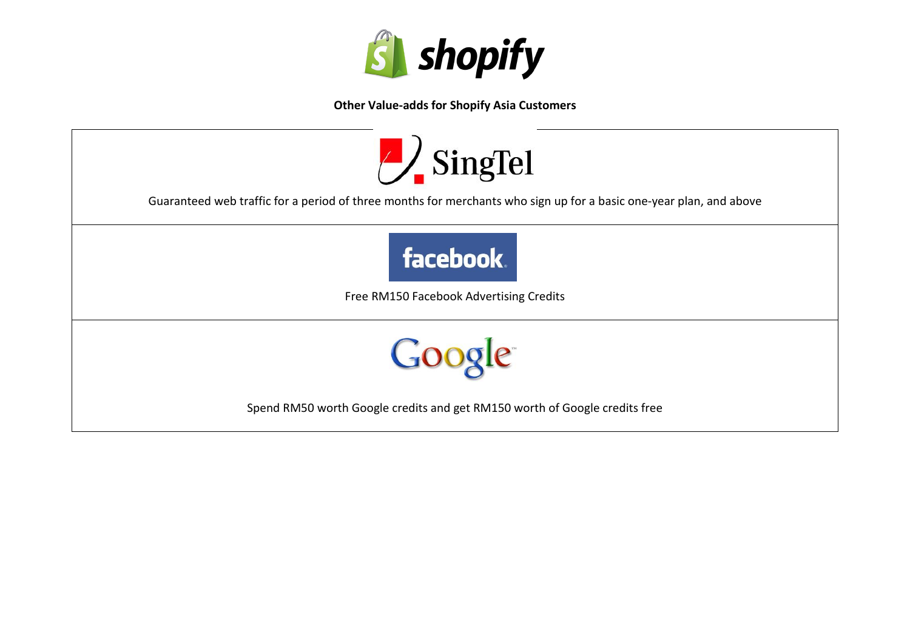**Other Value-adds for Shopify Asia Customers**

Guaranteed web traffic for a period of three months for merchants who sign up for a basic one-year plan, and above

Free RM150 Facebook Advertising Credits

Spend RM50 worth Google credits and get RM150 worth of Google credits free